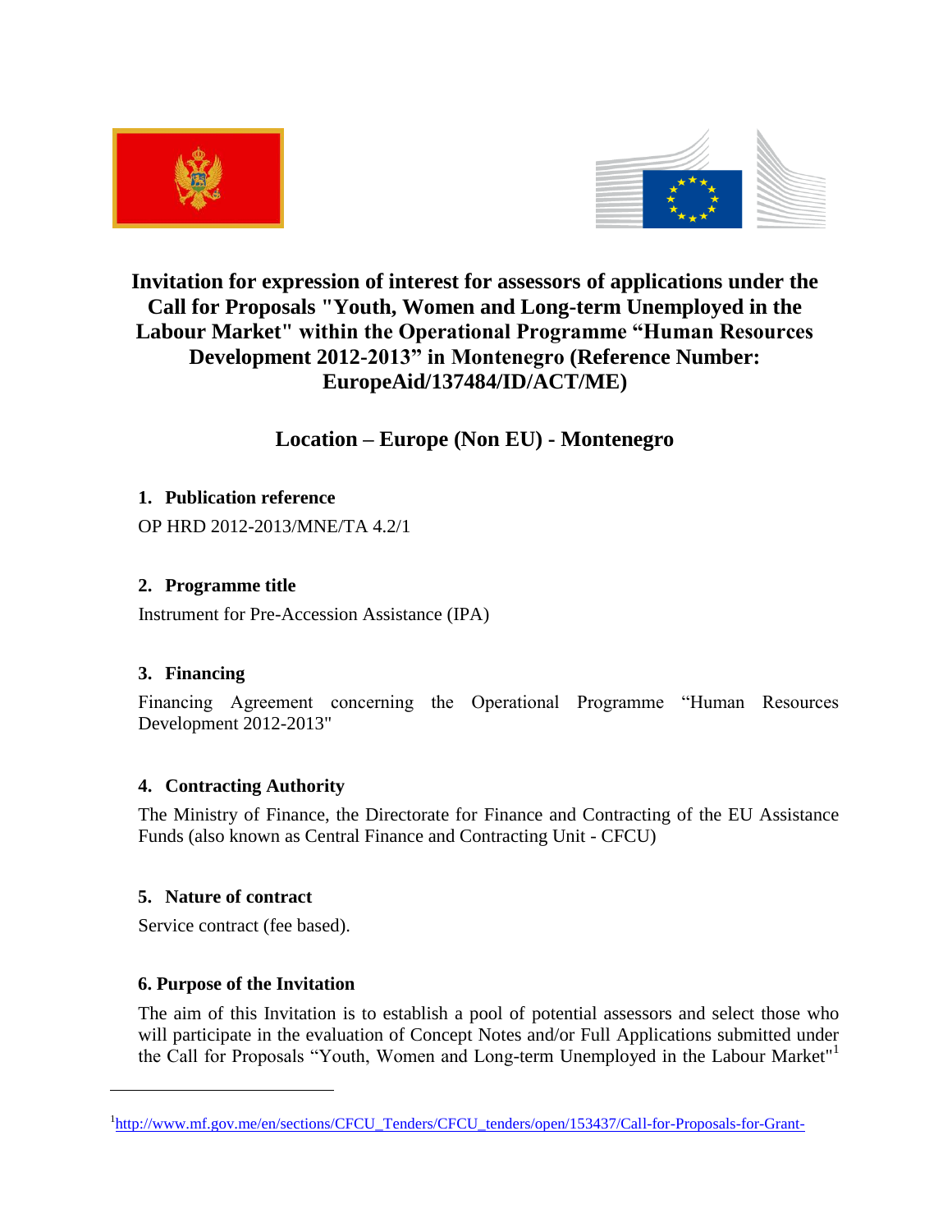# Invitation for expression of interest for assessors of applications under the Call for Proposals "Youth, Women and Long-term Unemployed in the Labour Market" within the Operational Programme "Human Resources Development 2012-2013" in Montenegro (Reference Number: EuropeAid/137484/ID/ACT/ME)

## Location – Europe (Non EU) - Montenegro

### 1. Publication reference

OP HRD 2012-2013/MNE/TA 4.2/1

### 2. Programme title

Instrument for Pre-Accession Assistance (IPA)

### 3. Financing

Financing Agreement concerning the Operational Programme "Human Resources Development 2012-2013"

### 4. Contracting Authority

The Ministry of Finance, the Directorate for Finance and Contracting of the EU Assistance Funds (also known as Central Finance and Contracting Unit - CFCU)

### 5. Nature of contract

Service contract (fee based).

### 6. Purpose of the Invitation

The aim of this Invitation is to establish a pool of potential assessors and select those who will participate in the evaluation of Concept Notes and/or Full Applications submitted under the Call for Proposals "Youth, Women and Long-term Unemployed in the Labour Market"[1]

---

[1] http://www.mf.gov.me/en/sections/CFCU_Tenders/CFCU_tenders/open/153437/Call-for-Proposals-for-Grant-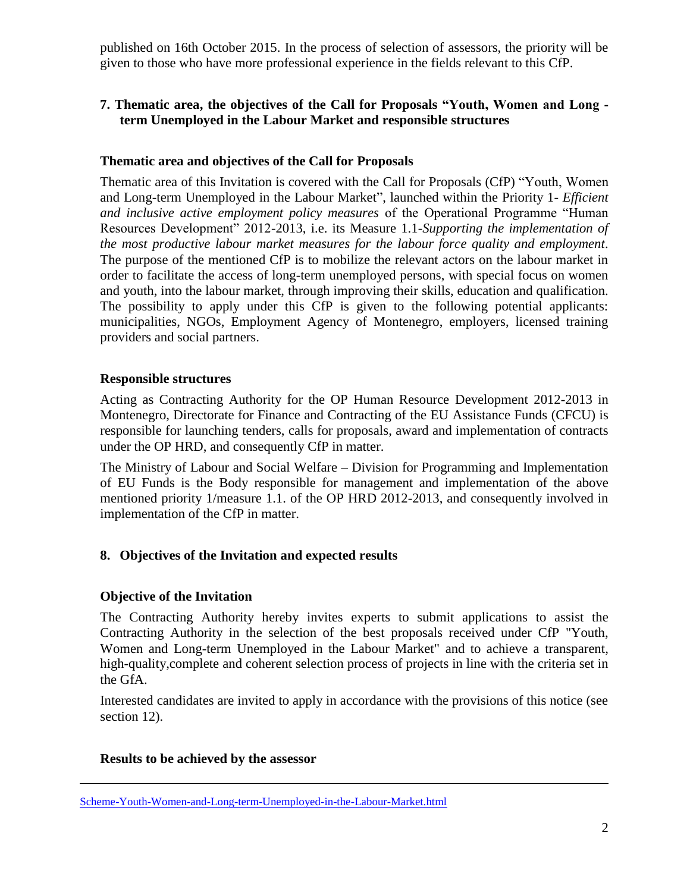published on 16th October 2015. In the process of selection of assessors, the priority will be given to those who have more professional experience in the fields relevant to this CfP.

## 7. Thematic area, the objectives of the Call for Proposals "Youth, Women and Long - term Unemployed in the Labour Market and responsible structures

### Thematic area and objectives of the Call for Proposals

Thematic area of this Invitation is covered with the Call for Proposals (CfP) "Youth, Women and Long-term Unemployed in the Labour Market", launched within the Priority 1- *Efficient and inclusive active employment policy measures* of the Operational Programme "Human Resources Development" 2012-2013, i.e. its Measure 1.1-*Supporting the implementation of the most productive labour market measures for the labour force quality and employment*. The purpose of the mentioned CfP is to mobilize the relevant actors on the labour market in order to facilitate the access of long-term unemployed persons, with special focus on women and youth, into the labour market, through improving their skills, education and qualification. The possibility to apply under this CfP is given to the following potential applicants: municipalities, NGOs, Employment Agency of Montenegro, employers, licensed training providers and social partners.

### Responsible structures

Acting as Contracting Authority for the OP Human Resource Development 2012-2013 in Montenegro, Directorate for Finance and Contracting of the EU Assistance Funds (CFCU) is responsible for launching tenders, calls for proposals, award and implementation of contracts under the OP HRD, and consequently CfP in matter.

The Ministry of Labour and Social Welfare – Division for Programming and Implementation of EU Funds is the Body responsible for management and implementation of the above mentioned priority 1/measure 1.1. of the OP HRD 2012-2013, and consequently involved in implementation of the CfP in matter.

## 8. Objectives of the Invitation and expected results

### Objective of the Invitation

The Contracting Authority hereby invites experts to submit applications to assist the Contracting Authority in the selection of the best proposals received under CfP "Youth, Women and Long-term Unemployed in the Labour Market" and to achieve a transparent, high-quality,complete and coherent selection process of projects in line with the criteria set in the GfA.

Interested candidates are invited to apply in accordance with the provisions of this notice (see section 12).

### Results to be achieved by the assessor

---

Scheme-Youth-Women-and-Long-term-Unemployed-in-the-Labour-Market.html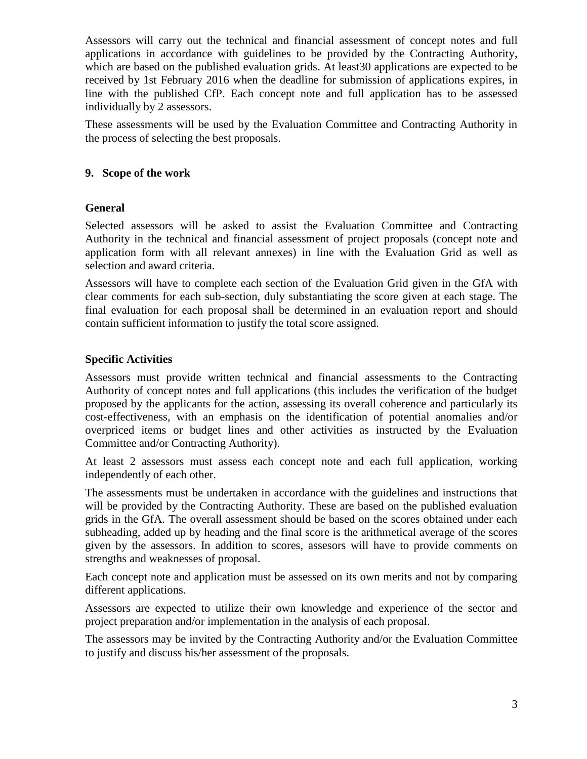Assessors will carry out the technical and financial assessment of concept notes and full applications in accordance with guidelines to be provided by the Contracting Authority, which are based on the published evaluation grids. At least30 applications are expected to be received by 1st February 2016 when the deadline for submission of applications expires, in line with the published CfP. Each concept note and full application has to be assessed individually by 2 assessors.

These assessments will be used by the Evaluation Committee and Contracting Authority in the process of selecting the best proposals.

## 9. Scope of the work

### General

Selected assessors will be asked to assist the Evaluation Committee and Contracting Authority in the technical and financial assessment of project proposals (concept note and application form with all relevant annexes) in line with the Evaluation Grid as well as selection and award criteria.

Assessors will have to complete each section of the Evaluation Grid given in the GfA with clear comments for each sub-section, duly substantiating the score given at each stage. The final evaluation for each proposal shall be determined in an evaluation report and should contain sufficient information to justify the total score assigned.

### Specific Activities

Assessors must provide written technical and financial assessments to the Contracting Authority of concept notes and full applications (this includes the verification of the budget proposed by the applicants for the action, assessing its overall coherence and particularly its cost-effectiveness, with an emphasis on the identification of potential anomalies and/or overpriced items or budget lines and other activities as instructed by the Evaluation Committee and/or Contracting Authority).

At least 2 assessors must assess each concept note and each full application, working independently of each other.

The assessments must be undertaken in accordance with the guidelines and instructions that will be provided by the Contracting Authority. These are based on the published evaluation grids in the GfA. The overall assessment should be based on the scores obtained under each subheading, added up by heading and the final score is the arithmetical average of the scores given by the assessors. In addition to scores, assesors will have to provide comments on strengths and weaknesses of proposal.

Each concept note and application must be assessed on its own merits and not by comparing different applications.

Assessors are expected to utilize their own knowledge and experience of the sector and project preparation and/or implementation in the analysis of each proposal.

The assessors may be invited by the Contracting Authority and/or the Evaluation Committee to justify and discuss his/her assessment of the proposals.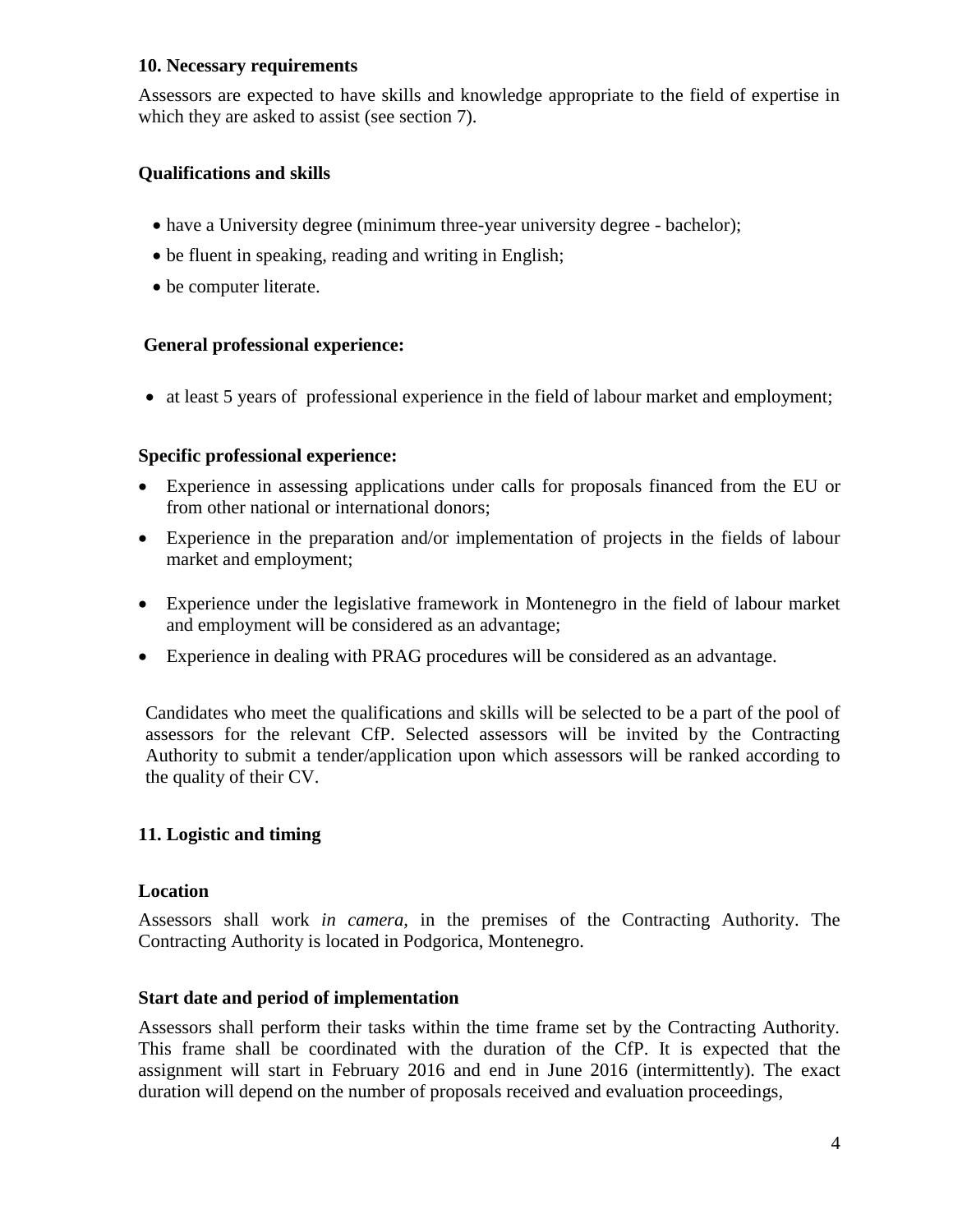### 10. Necessary requirements

Assessors are expected to have skills and knowledge appropriate to the field of expertise in which they are asked to assist (see section 7).

#### Qualifications and skills

- have a University degree (minimum three-year university degree - bachelor);
- be fluent in speaking, reading and writing in English;
- be computer literate.

#### General professional experience:

- at least 5 years of professional experience in the field of labour market and employment;

#### Specific professional experience:

- Experience in assessing applications under calls for proposals financed from the EU or from other national or international donors;
- Experience in the preparation and/or implementation of projects in the fields of labour market and employment;
- Experience under the legislative framework in Montenegro in the field of labour market and employment will be considered as an advantage;
- Experience in dealing with PRAG procedures will be considered as an advantage.

Candidates who meet the qualifications and skills will be selected to be a part of the pool of assessors for the relevant CfP. Selected assessors will be invited by the Contracting Authority to submit a tender/application upon which assessors will be ranked according to the quality of their CV.

### 11. Logistic and timing

#### Location

Assessors shall work *in camera,* in the premises of the Contracting Authority. The Contracting Authority is located in Podgorica, Montenegro.

#### Start date and period of implementation

Assessors shall perform their tasks within the time frame set by the Contracting Authority. This frame shall be coordinated with the duration of the CfP. It is expected that the assignment will start in February 2016 and end in June 2016 (intermittently). The exact duration will depend on the number of proposals received and evaluation proceedings,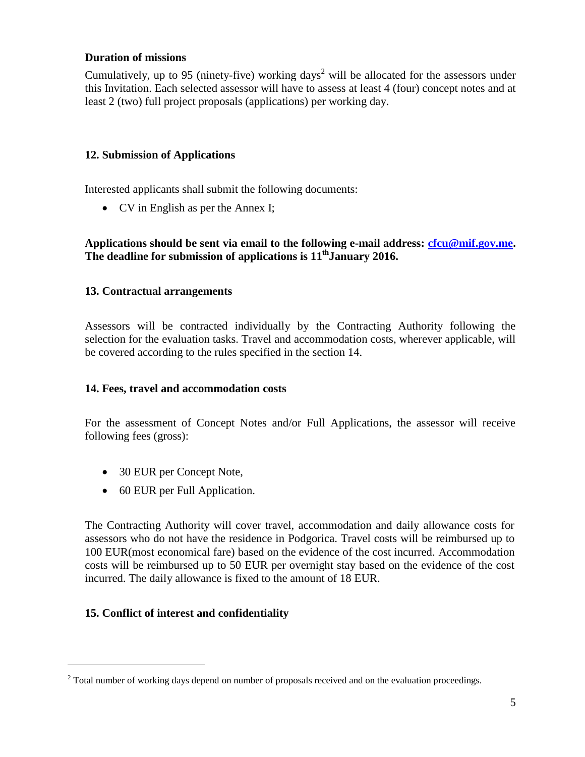**Duration of missions**

Cumulatively, up to 95 (ninety-five) working days[2] will be allocated for the assessors under this Invitation. Each selected assessor will have to assess at least 4 (four) concept notes and at least 2 (two) full project proposals (applications) per working day.

## 12. Submission of Applications

Interested applicants shall submit the following documents:

- CV in English as per the Annex I;

**Applications should be sent via email to the following e-mail address: cfcu@mif.gov.me. The deadline for submission of applications is 11th January 2016.**

## 13. Contractual arrangements

Assessors will be contracted individually by the Contracting Authority following the selection for the evaluation tasks. Travel and accommodation costs, wherever applicable, will be covered according to the rules specified in the section 14.

## 14. Fees, travel and accommodation costs

For the assessment of Concept Notes and/or Full Applications, the assessor will receive following fees (gross):

- 30 EUR per Concept Note,
- 60 EUR per Full Application.

The Contracting Authority will cover travel, accommodation and daily allowance costs for assessors who do not have the residence in Podgorica. Travel costs will be reimbursed up to 100 EUR(most economical fare) based on the evidence of the cost incurred. Accommodation costs will be reimbursed up to 50 EUR per overnight stay based on the evidence of the cost incurred. The daily allowance is fixed to the amount of 18 EUR.

## 15. Conflict of interest and confidentiality

---

[2] Total number of working days depend on number of proposals received and on the evaluation proceedings.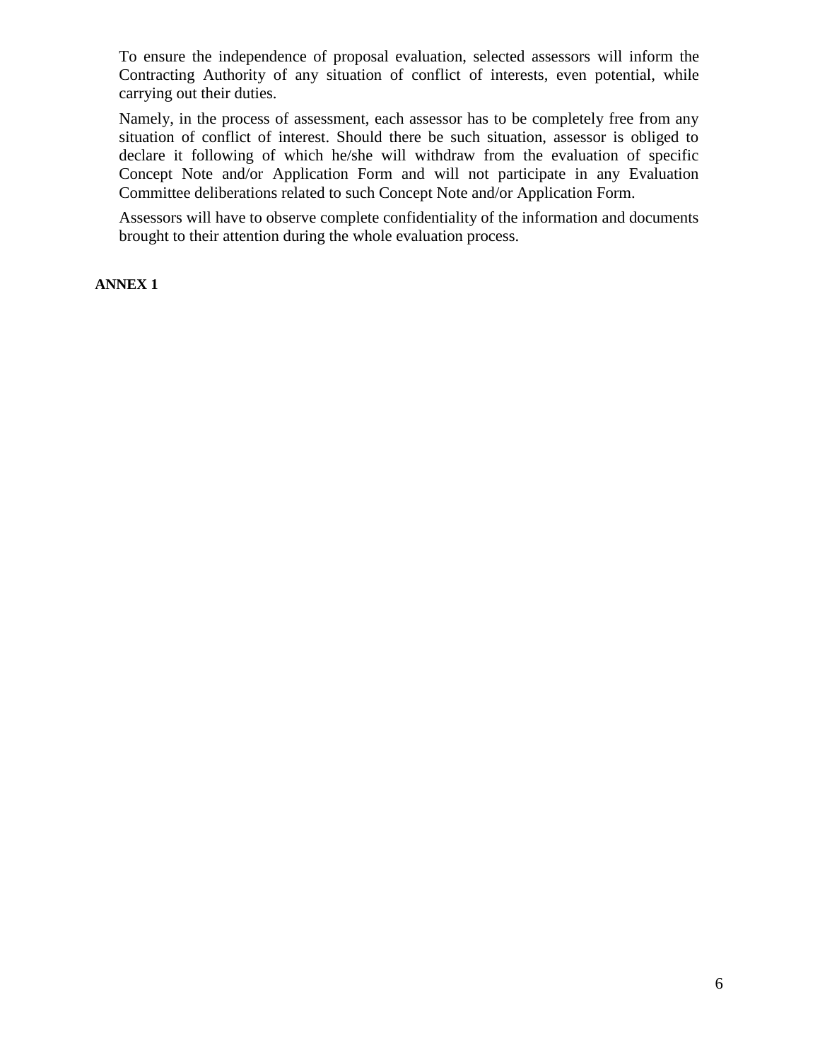To ensure the independence of proposal evaluation, selected assessors will inform the Contracting Authority of any situation of conflict of interests, even potential, while carrying out their duties.

Namely, in the process of assessment, each assessor has to be completely free from any situation of conflict of interest. Should there be such situation, assessor is obliged to declare it following of which he/she will withdraw from the evaluation of specific Concept Note and/or Application Form and will not participate in any Evaluation Committee deliberations related to such Concept Note and/or Application Form.

Assessors will have to observe complete confidentiality of the information and documents brought to their attention during the whole evaluation process.

**ANNEX 1**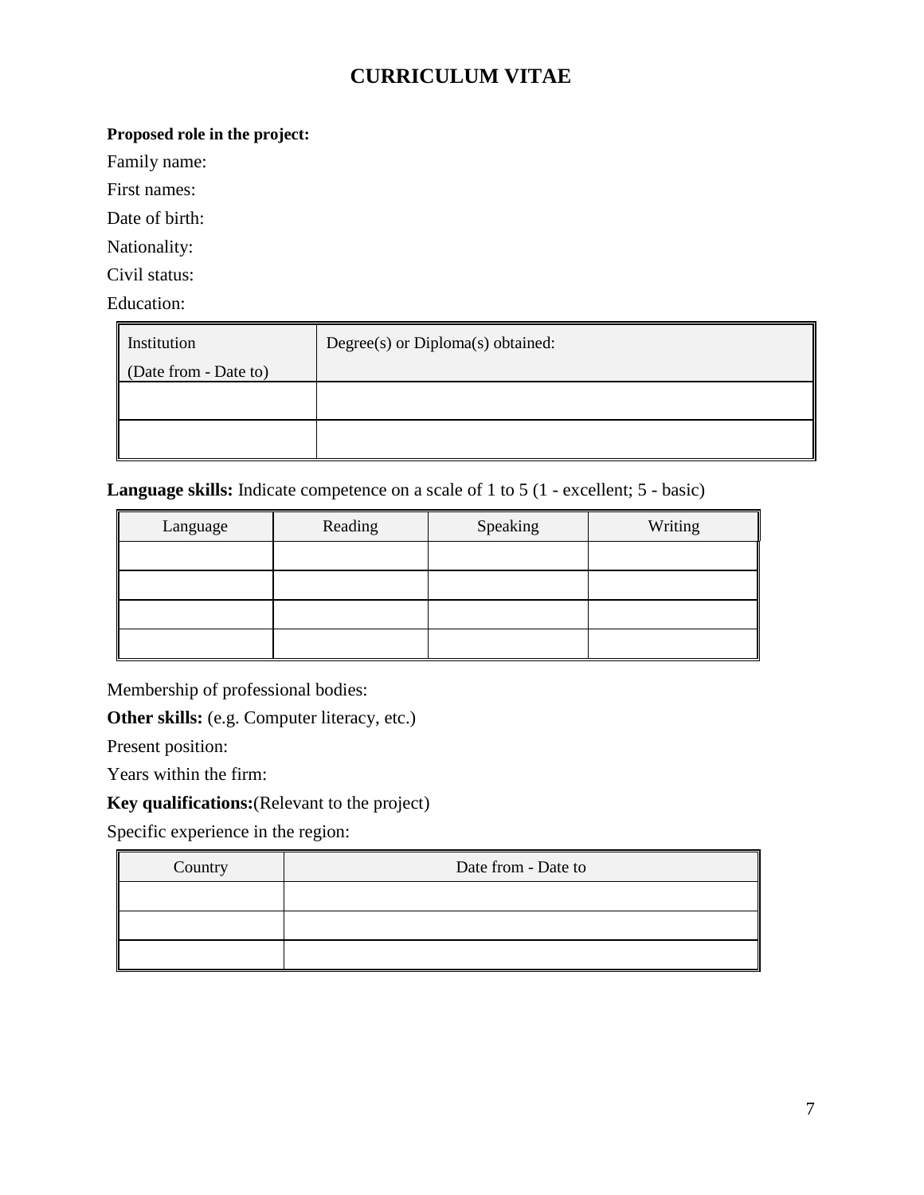# CURRICULUM VITAE

**Proposed role in the project:**

Family name:

First names:

Date of birth:

Nationality:

Civil status:

Education:

| Institution (Date from - Date to) | Degree(s) or Diploma(s) obtained: |
|---|---|
| | |
| | |

**Language skills:** Indicate competence on a scale of 1 to 5 (1 - excellent; 5 - basic)

| Language | Reading | Speaking | Writing |
|---|---|---|---|
| | | | |
| | | | |
| | | | |
| | | | |

Membership of professional bodies:

**Other skills:** (e.g. Computer literacy, etc.)

Present position:

Years within the firm:

**Key qualifications:**(Relevant to the project)

Specific experience in the region:

| Country | Date from - Date to |
|---|---|
| | |
| | |
| | |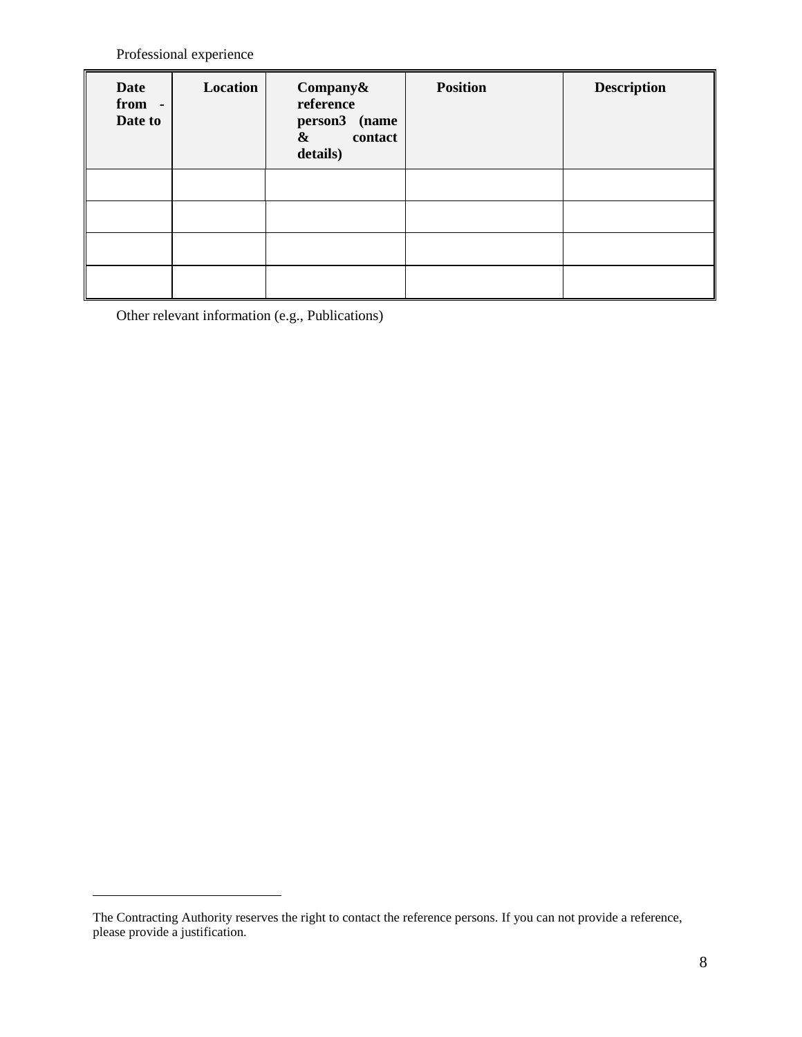Professional experience

| Date from - Date to | Location | Company& reference person[3] (name & contact details) | Position | Description |
|---|---|---|---|---|
| | | | | |
| | | | | |
| | | | | |
| | | | | |

Other relevant information (e.g., Publications)

The Contracting Authority reserves the right to contact the reference persons. If you can not provide a reference, please provide a justification.